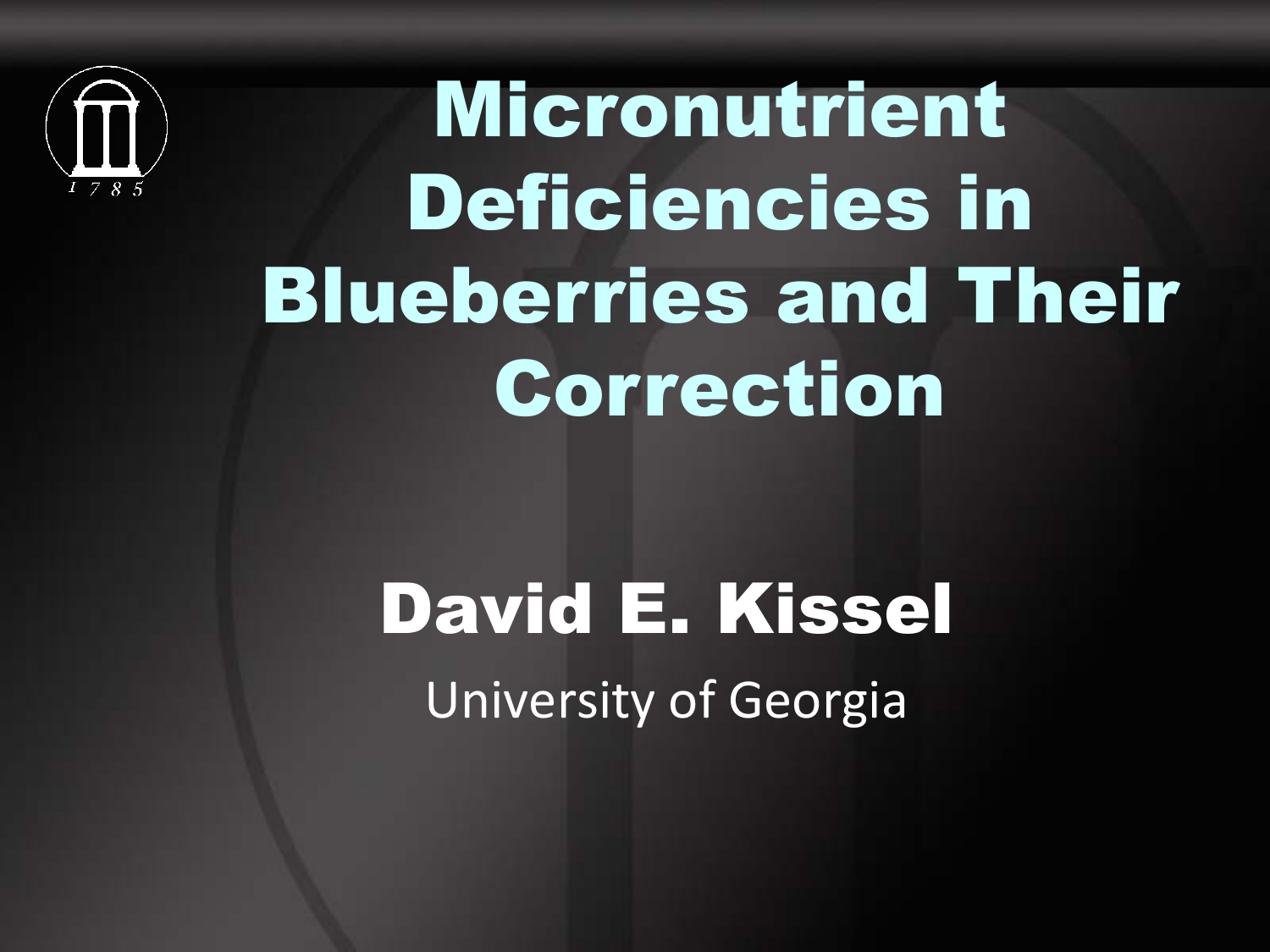# Micronutrient Deficiencies in Blueberries and Their Correction

## David E. Kissel

University of Georgia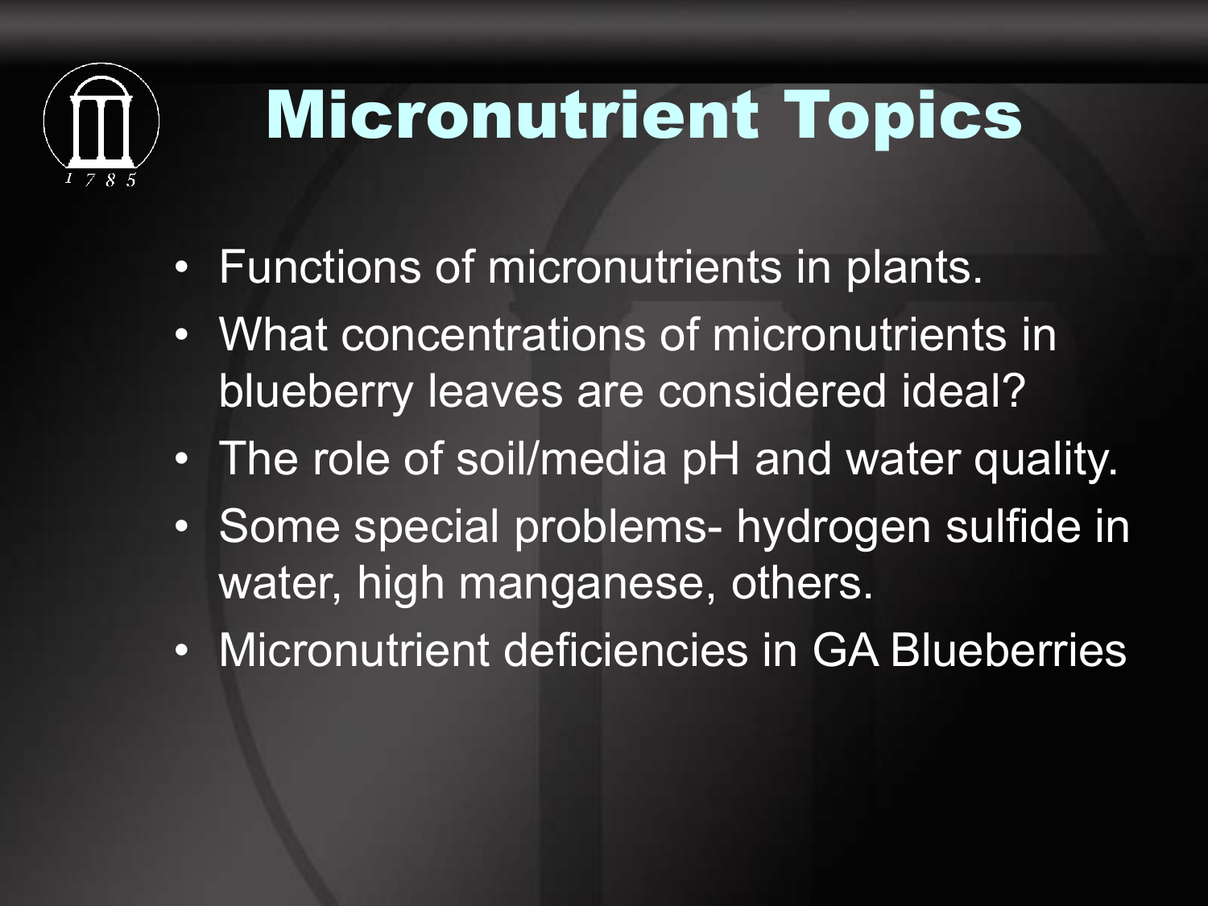# Micronutrient Topics

- Functions of micronutrients in plants.
- What concentrations of micronutrients in blueberry leaves are considered ideal?
- The role of soil/media pH and water quality.
- Some special problems- hydrogen sulfide in water, high manganese, others.
- Micronutrient deficiencies in GA Blueberries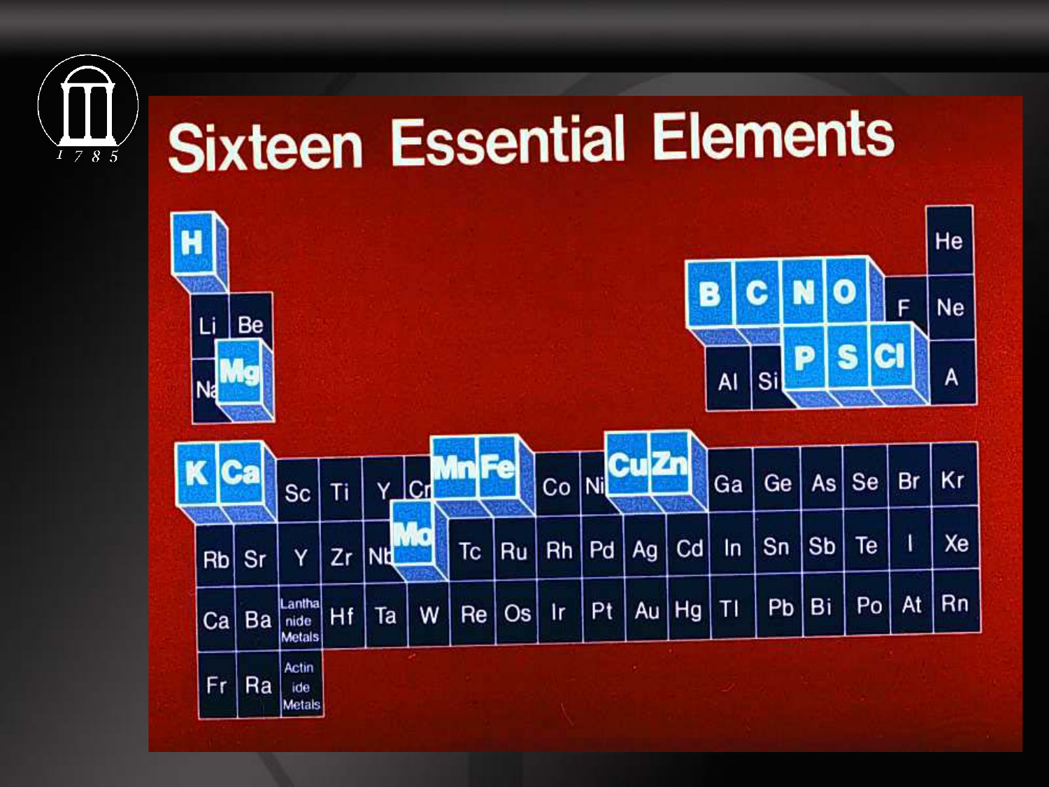# Sixteen Essential Elements

| | | | | | | | | | | | | | | | | | |
|---|---|---|---|---|---|---|---|---|---|---|---|---|---|---|---|---|---|
| **H** | | | | | | | | | | | | | | | | | He |
| Li | Be | | | | | | | | | | | **B** | **C** | **N** | **O** | F | Ne |
| Na | **Mg** | | | | | | | | | | | Al | Si | **P** | **S** | **Cl** | A |
| **K** | **Ca** | Sc | Ti | Y | Cr | **Mn** | **Fe** | Co | Ni | **Cu** | **Zn** | Ga | Ge | As | Se | Br | Kr |
| Rb | Sr | Y | Zr | Nb | **Mo** | Tc | Ru | Rh | Pd | Ag | Cd | In | Sn | Sb | Te | I | Xe |
| Ca | Ba | Lanthanide Metals | Hf | Ta | W | Re | Os | Ir | Pt | Au | Hg | Tl | Pb | Bi | Po | At | Rn |
| Fr | Ra | Actinide Metals | | | | | | | | | | | | | | | |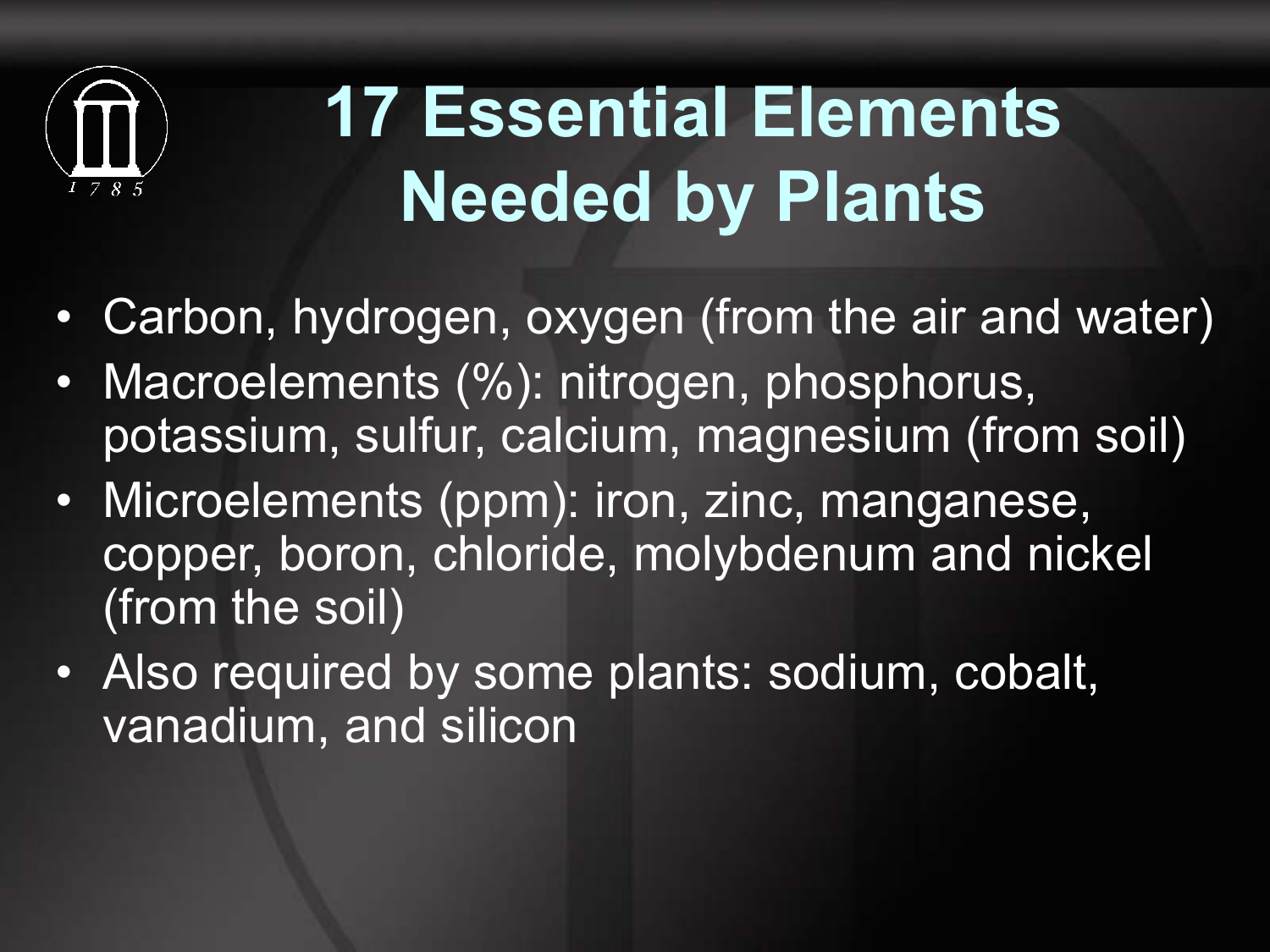# 17 Essential Elements Needed by Plants

- Carbon, hydrogen, oxygen (from the air and water)
- Macroelements (%): nitrogen, phosphorus, potassium, sulfur, calcium, magnesium (from soil)
- Microelements (ppm): iron, zinc, manganese, copper, boron, chloride, molybdenum and nickel (from the soil)
- Also required by some plants: sodium, cobalt, vanadium, and silicon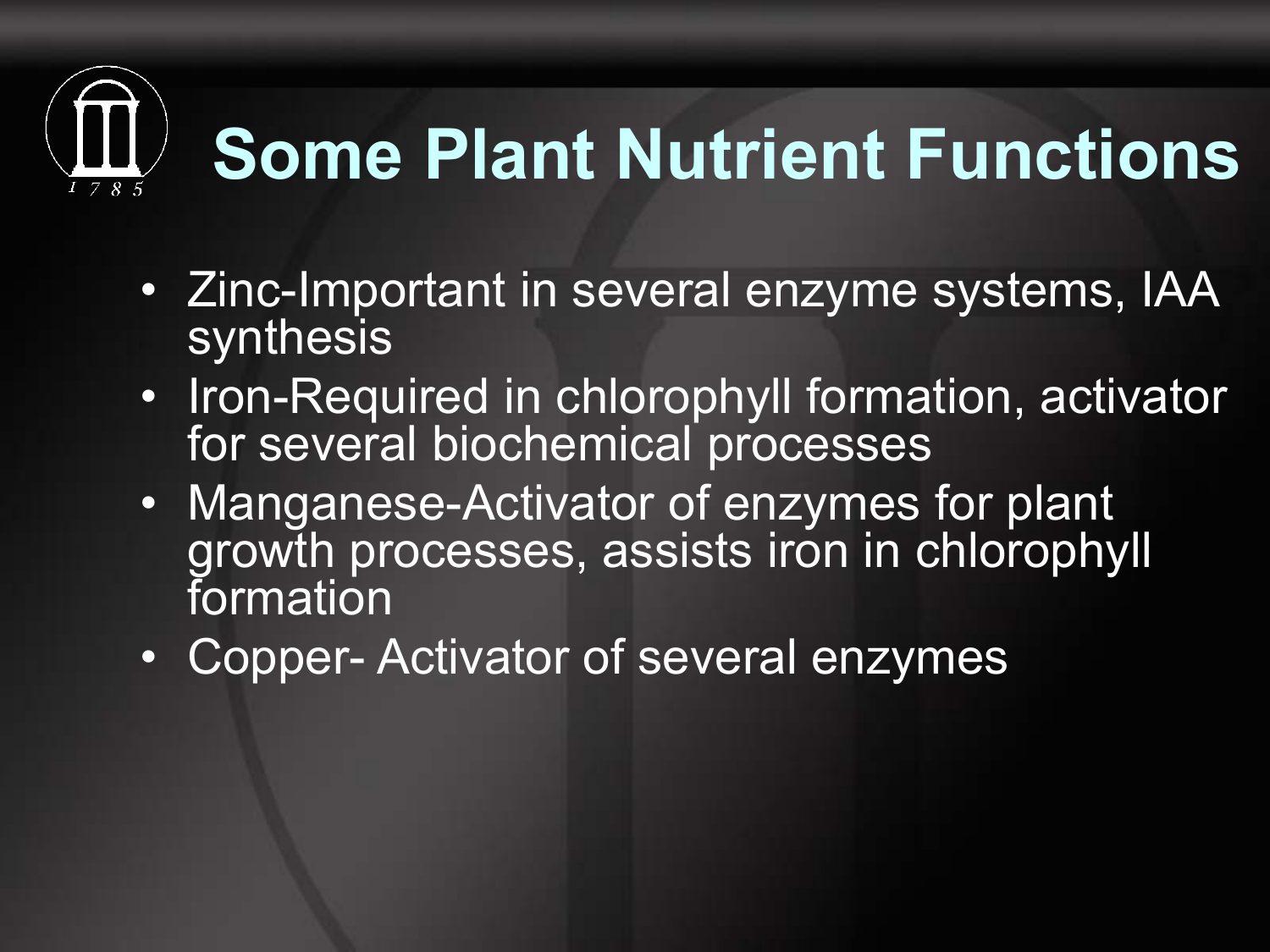# Some Plant Nutrient Functions

- Zinc-Important in several enzyme systems, IAA synthesis
- Iron-Required in chlorophyll formation, activator for several biochemical processes
- Manganese-Activator of enzymes for plant growth processes, assists iron in chlorophyll formation
- Copper- Activator of several enzymes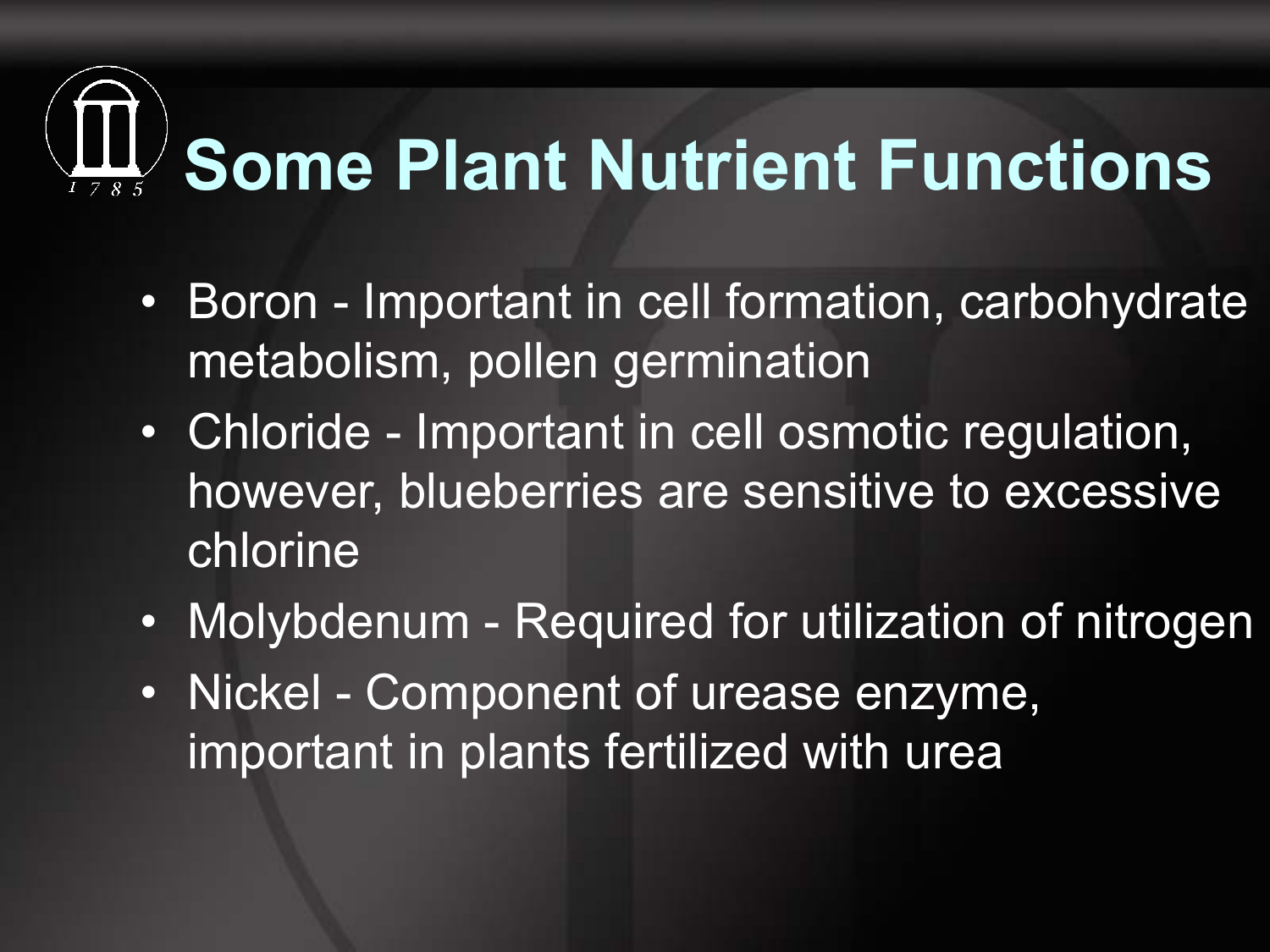# Some Plant Nutrient Functions

- Boron - Important in cell formation, carbohydrate metabolism, pollen germination
- Chloride - Important in cell osmotic regulation, however, blueberries are sensitive to excessive chlorine
- Molybdenum - Required for utilization of nitrogen
- Nickel - Component of urease enzyme, important in plants fertilized with urea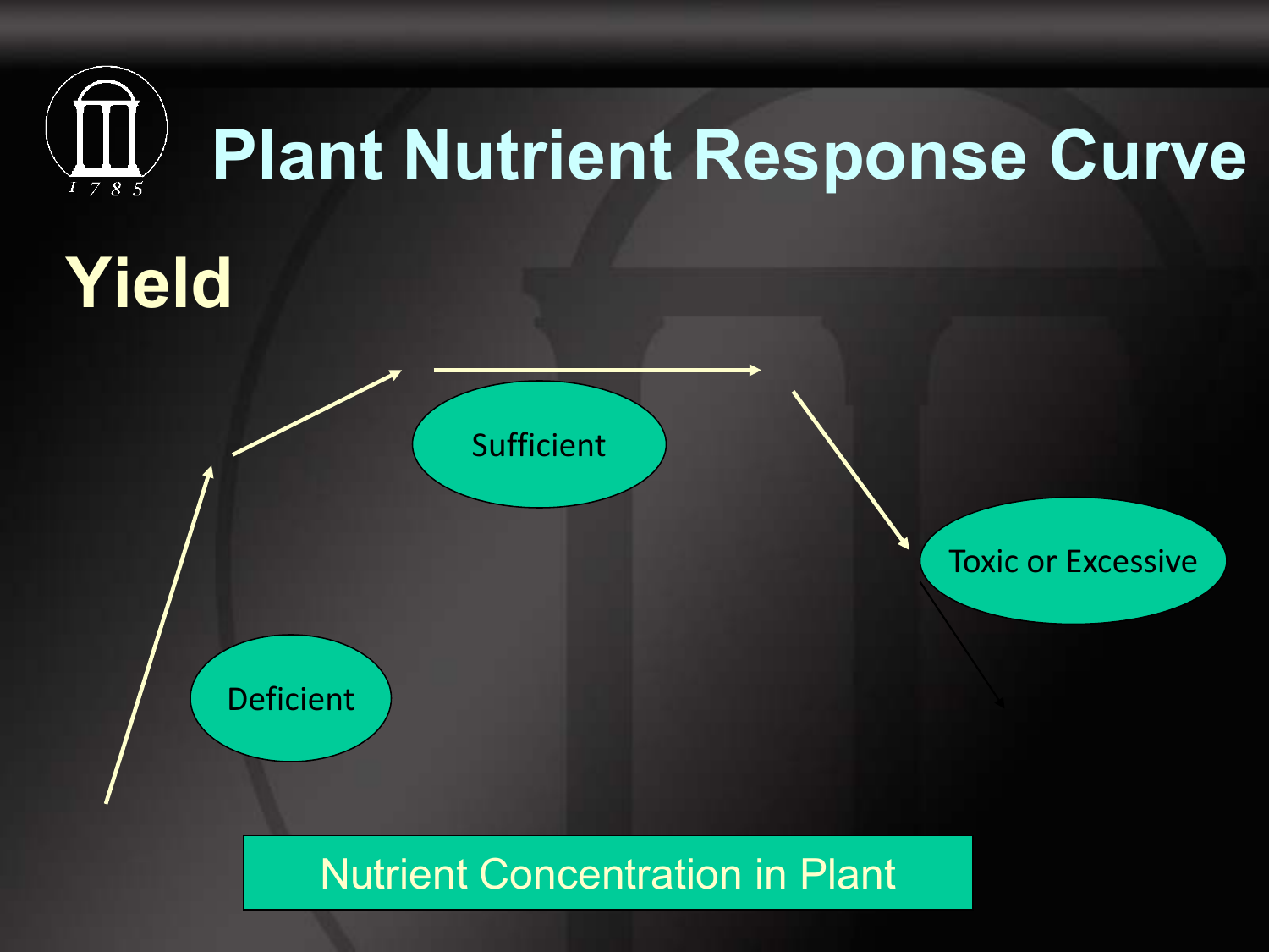# Plant Nutrient Response Curve

Yield

Sufficient

Toxic or Excessive

Deficient

Nutrient Concentration in Plant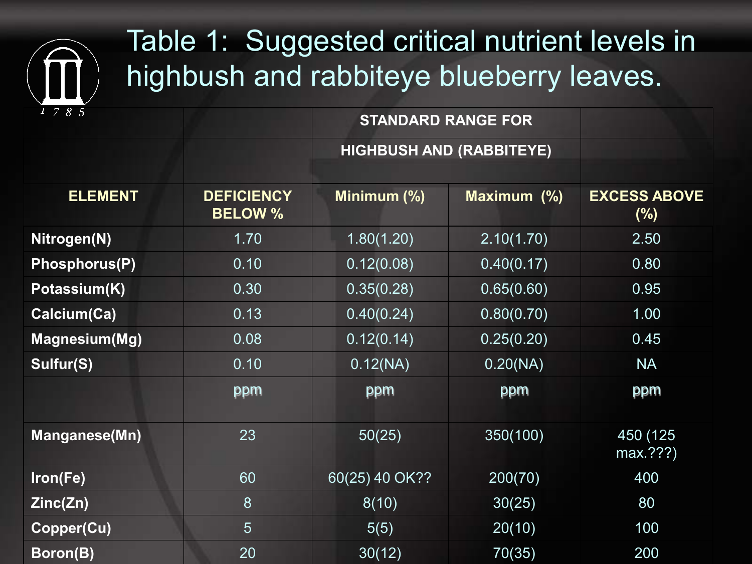# Table 1: Suggested critical nutrient levels in highbush and rabbiteye blueberry leaves.

| | | STANDARD RANGE FOR HIGHBUSH AND (RABBITEYE) | | |
|---|---|---|---|---|
| ELEMENT | DEFICIENCY BELOW % | Minimum (%) | Maximum (%) | EXCESS ABOVE (%) |
| Nitrogen(N) | 1.70 | 1.80(1.20) | 2.10(1.70) | 2.50 |
| Phosphorus(P) | 0.10 | 0.12(0.08) | 0.40(0.17) | 0.80 |
| Potassium(K) | 0.30 | 0.35(0.28) | 0.65(0.60) | 0.95 |
| Calcium(Ca) | 0.13 | 0.40(0.24) | 0.80(0.70) | 1.00 |
| Magnesium(Mg) | 0.08 | 0.12(0.14) | 0.25(0.20) | 0.45 |
| Sulfur(S) | 0.10 | 0.12(NA) | 0.20(NA) | NA |
| | ppm | ppm | ppm | ppm |
| Manganese(Mn) | 23 | 50(25) | 350(100) | 450 (125 max.???) |
| Iron(Fe) | 60 | 60(25) 40 OK?? | 200(70) | 400 |
| Zinc(Zn) | 8 | 8(10) | 30(25) | 80 |
| Copper(Cu) | 5 | 5(5) | 20(10) | 100 |
| Boron(B) | 20 | 30(12) | 70(35) | 200 |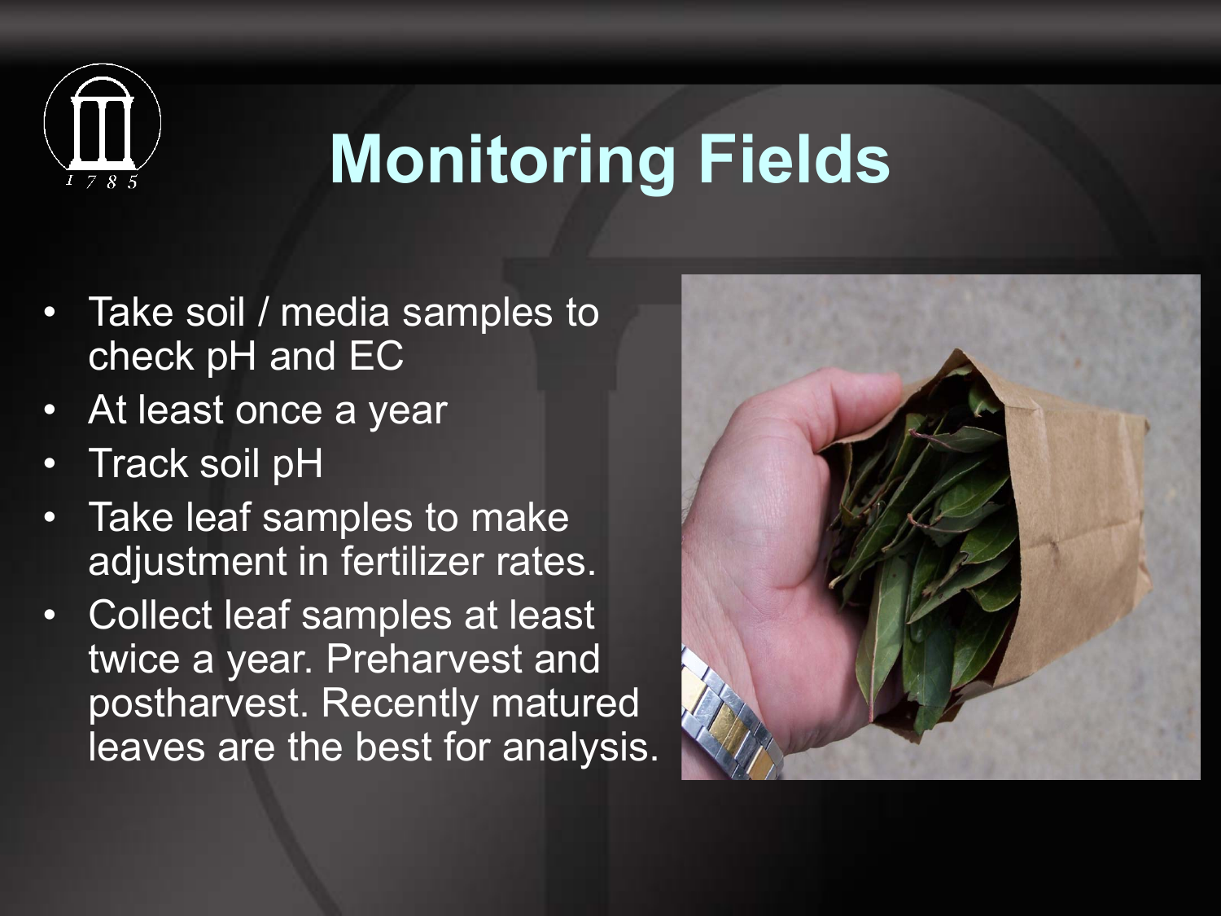# Monitoring Fields

- Take soil / media samples to check pH and EC
- At least once a year
- Track soil pH
- Take leaf samples to make adjustment in fertilizer rates.
- Collect leaf samples at least twice a year. Preharvest and postharvest. Recently matured leaves are the best for analysis.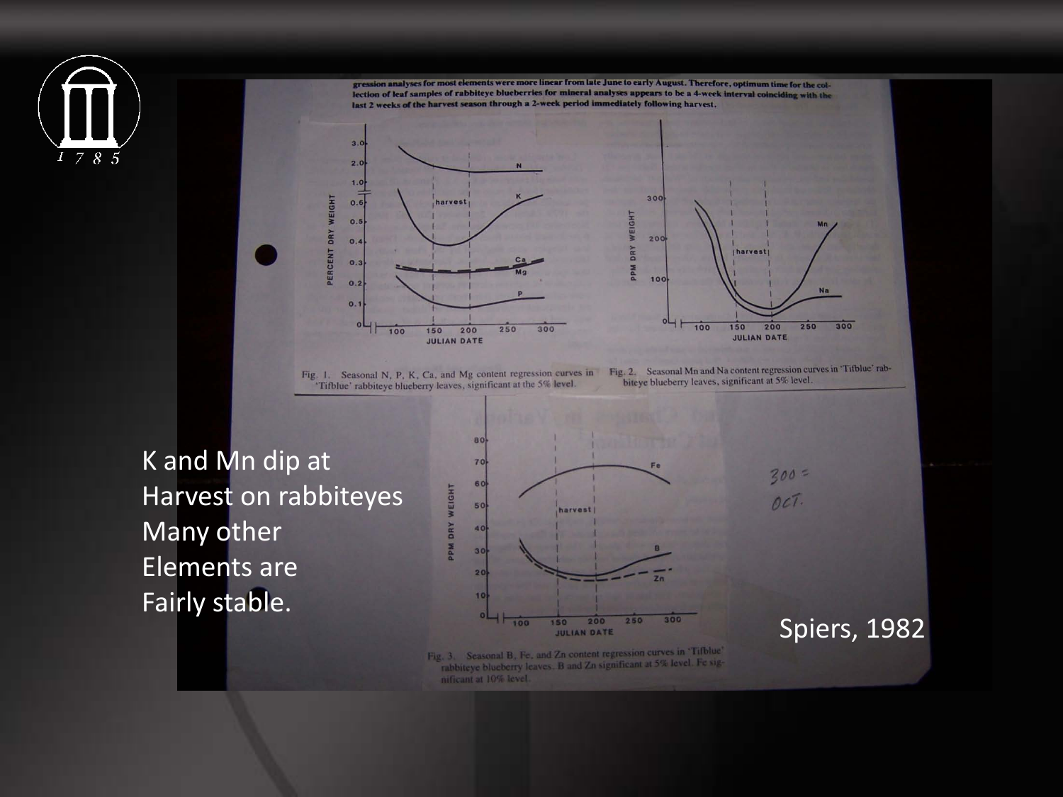gression analyses for most elements were more linear from late June to early August. Therefore, optimum time for the collection of leaf samples of rabbiteye blueberries for mineral analyses appears to be a 4-week interval coinciding with the last 2 weeks of the harvest season through a 2-week period immediately following harvest.

Fig. 1. Seasonal N, P, K, Ca, and Mg content regression curves in 'Tifblue' rabbiteye blueberry leaves, significant at the 5% level.

Fig. 2. Seasonal Mn and Na content regression curves in 'Tifblue' rabbiteye blueberry leaves, significant at 5% level.

Fig. 3. Seasonal B, Fe, and Zn content regression curves in 'Tifblue' rabbiteye blueberry leaves. B and Zn significant at 5% level. Fe significant at 10% level.

300 = OCT.

K and Mn dip at Harvest on rabbiteyes
Many other Elements are Fairly stable.

Spiers, 1982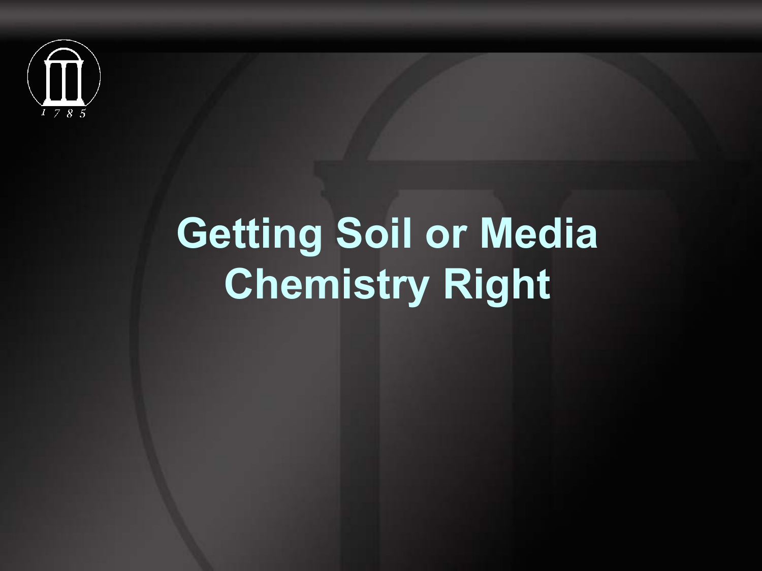# Getting Soil or Media Chemistry Right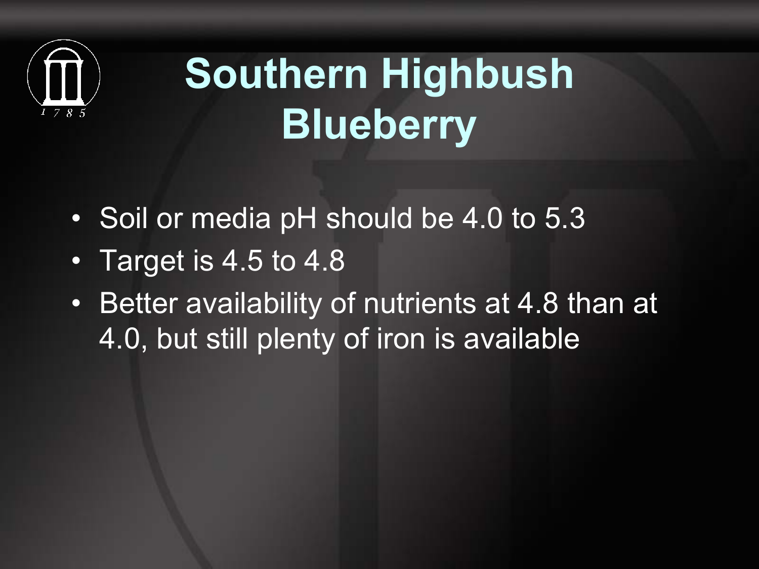# Southern Highbush Blueberry

- Soil or media pH should be 4.0 to 5.3
- Target is 4.5 to 4.8
- Better availability of nutrients at 4.8 than at 4.0, but still plenty of iron is available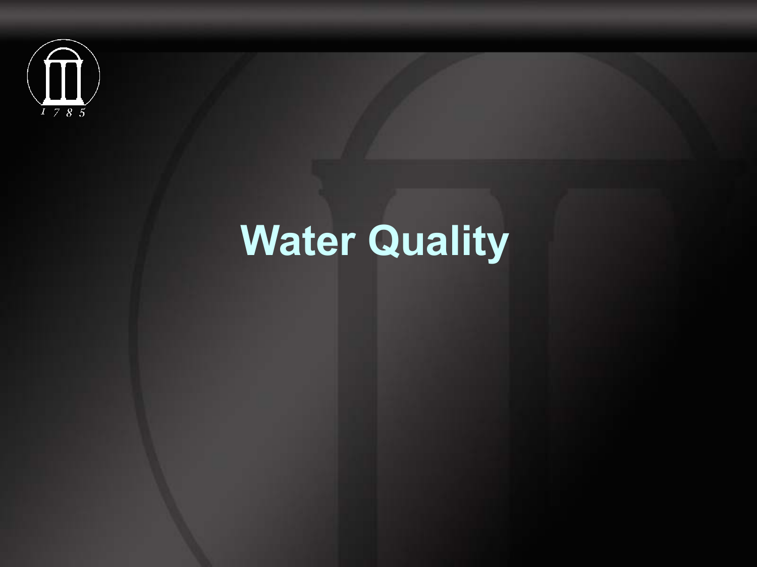# Water Quality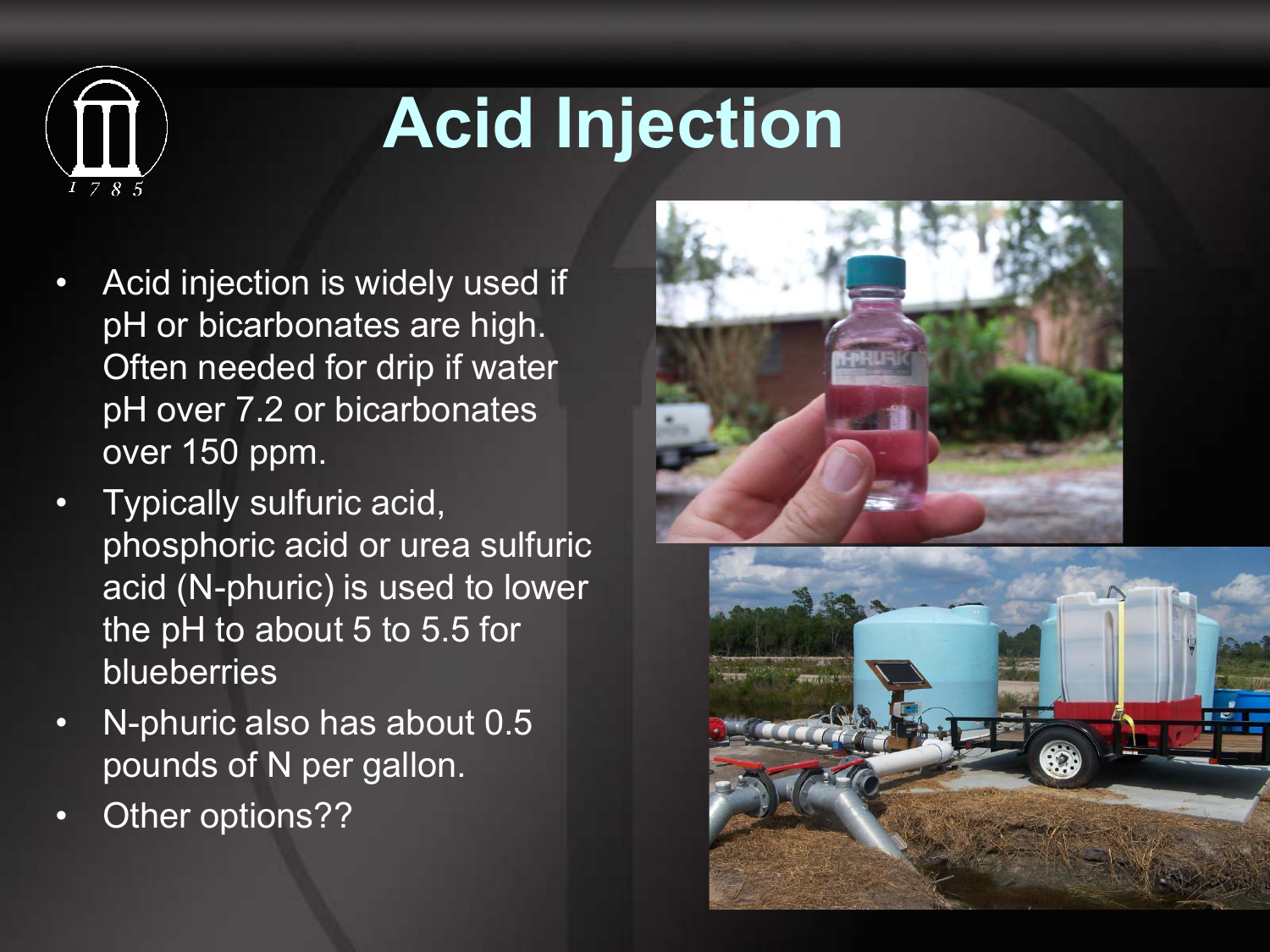# Acid Injection

- Acid injection is widely used if pH or bicarbonates are high. Often needed for drip if water pH over 7.2 or bicarbonates over 150 ppm.
- Typically sulfuric acid, phosphoric acid or urea sulfuric acid (N-phuric) is used to lower the pH to about 5 to 5.5 for blueberries
- N-phuric also has about 0.5 pounds of N per gallon.
- Other options??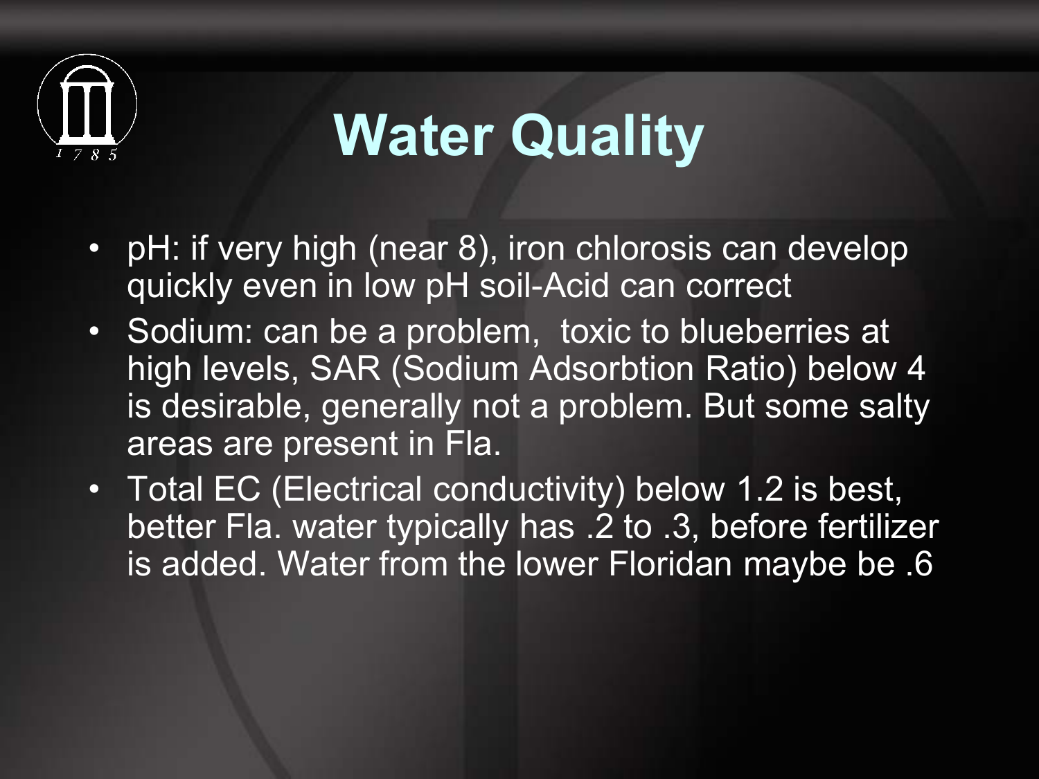# Water Quality

- pH: if very high (near 8), iron chlorosis can develop quickly even in low pH soil-Acid can correct
- Sodium: can be a problem, toxic to blueberries at high levels, SAR (Sodium Adsorbtion Ratio) below 4 is desirable, generally not a problem. But some salty areas are present in Fla.
- Total EC (Electrical conductivity) below 1.2 is best, better Fla. water typically has .2 to .3, before fertilizer is added. Water from the lower Floridan maybe be .6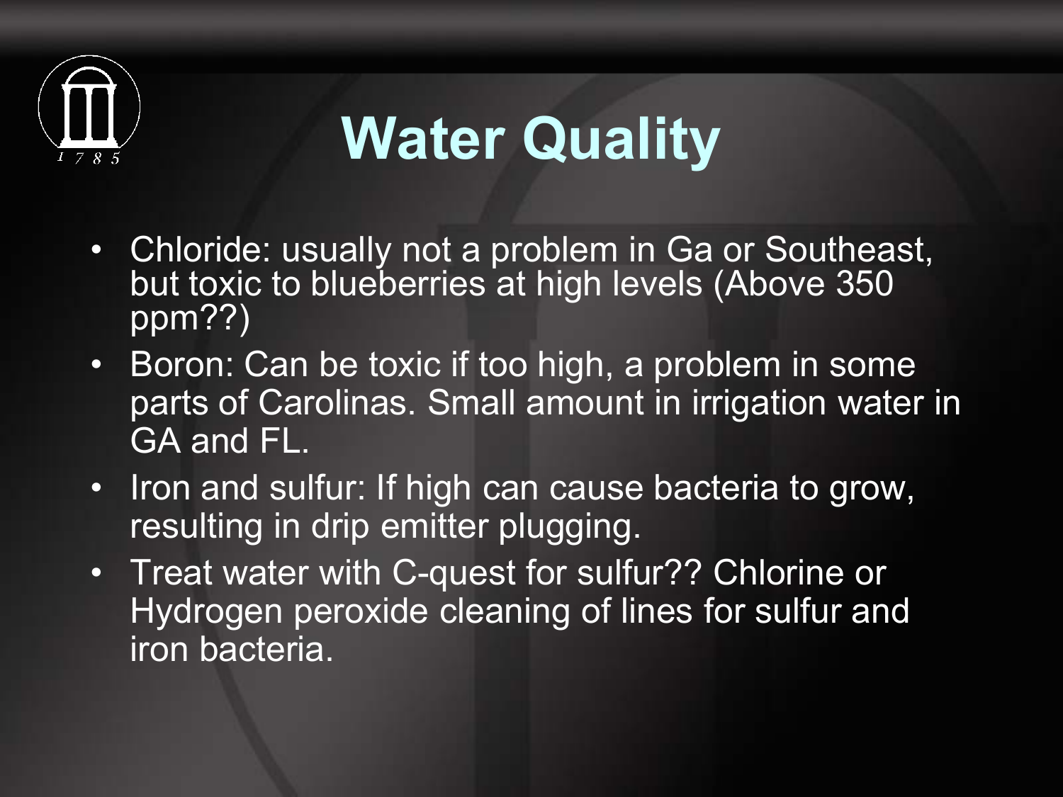# Water Quality

- Chloride: usually not a problem in Ga or Southeast, but toxic to blueberries at high levels (Above 350 ppm??)
- Boron: Can be toxic if too high, a problem in some parts of Carolinas. Small amount in irrigation water in GA and FL.
- Iron and sulfur: If high can cause bacteria to grow, resulting in drip emitter plugging.
- Treat water with C-quest for sulfur?? Chlorine or Hydrogen peroxide cleaning of lines for sulfur and iron bacteria.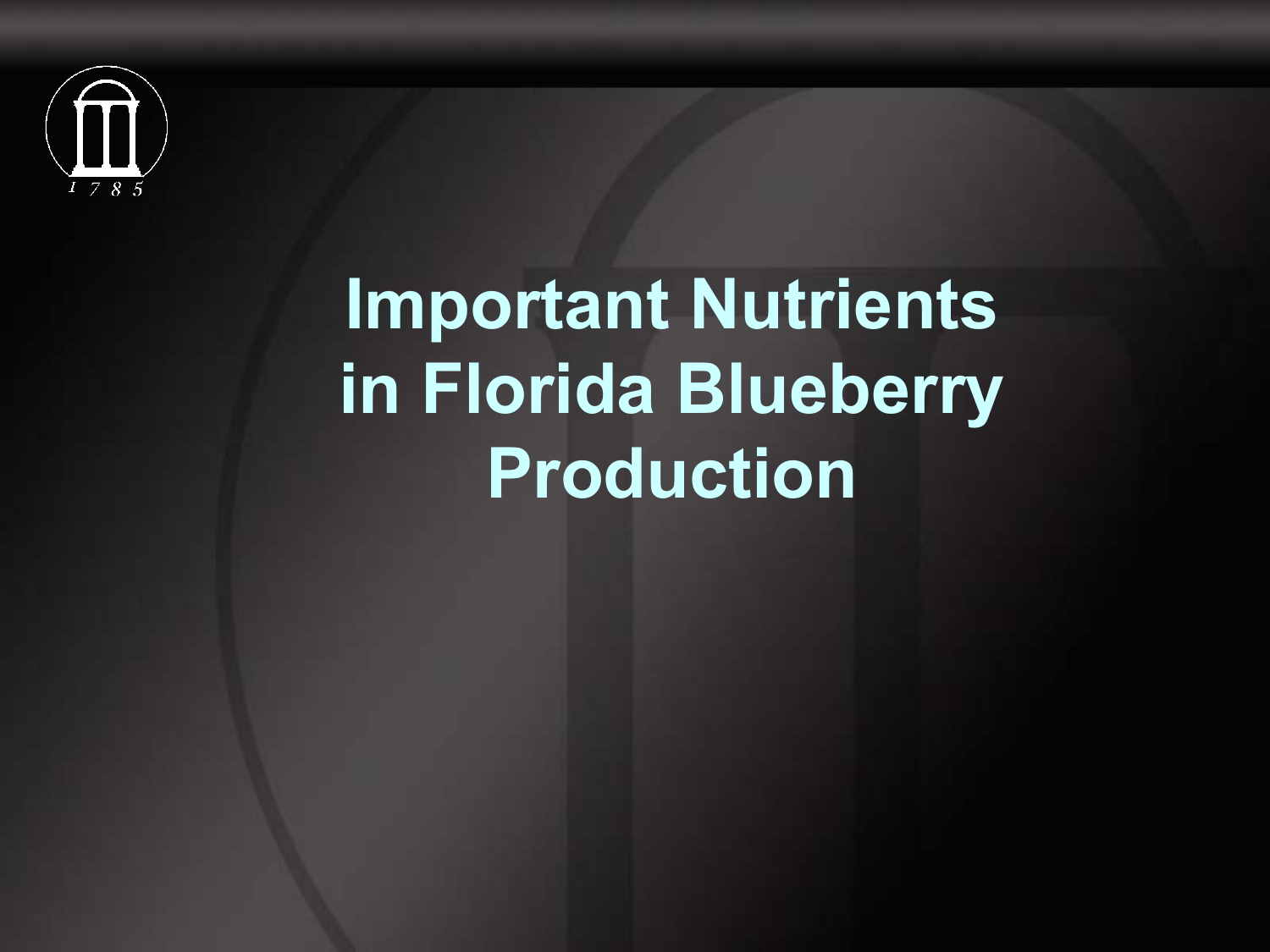# Important Nutrients in Florida Blueberry Production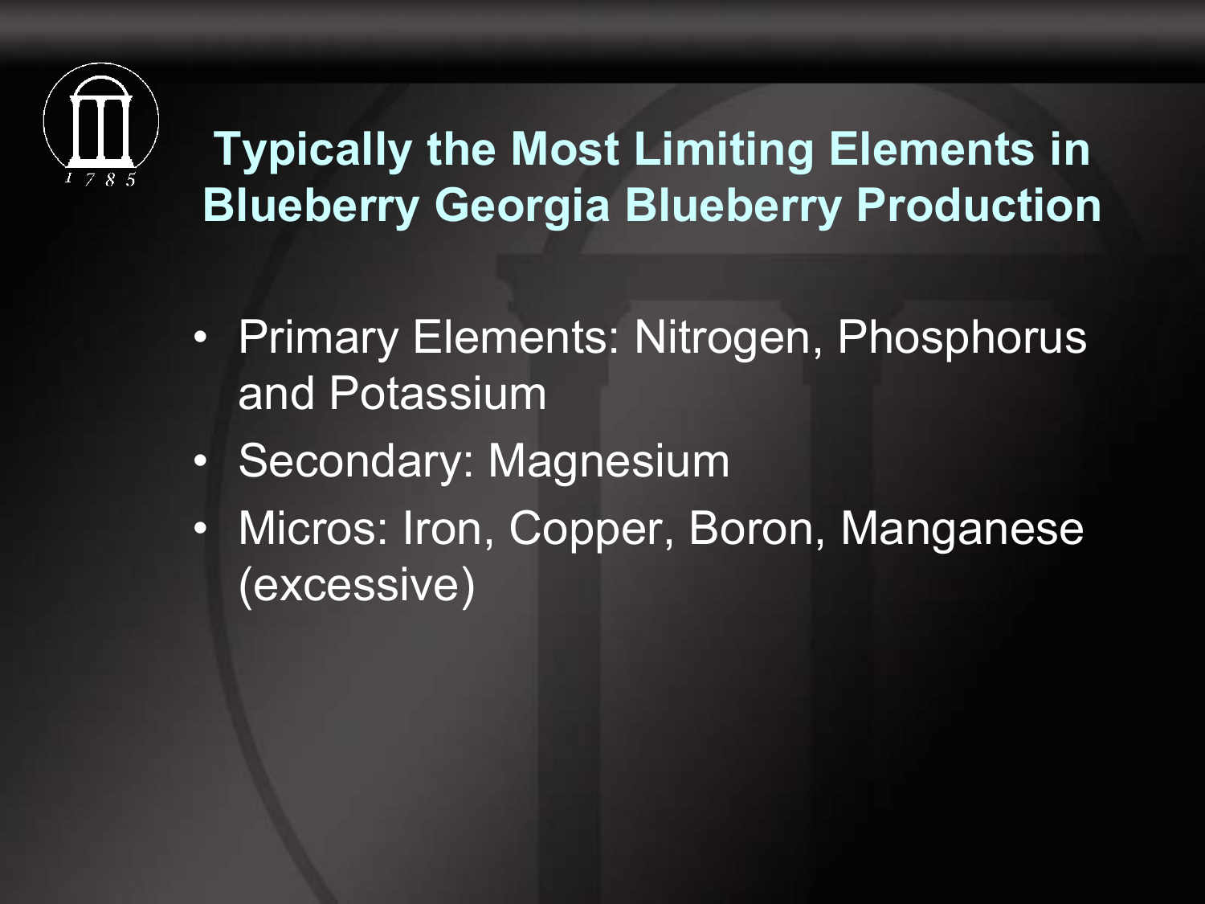# Typically the Most Limiting Elements in Blueberry Georgia Blueberry Production

- Primary Elements: Nitrogen, Phosphorus and Potassium
- Secondary: Magnesium
- Micros: Iron, Copper, Boron, Manganese (excessive)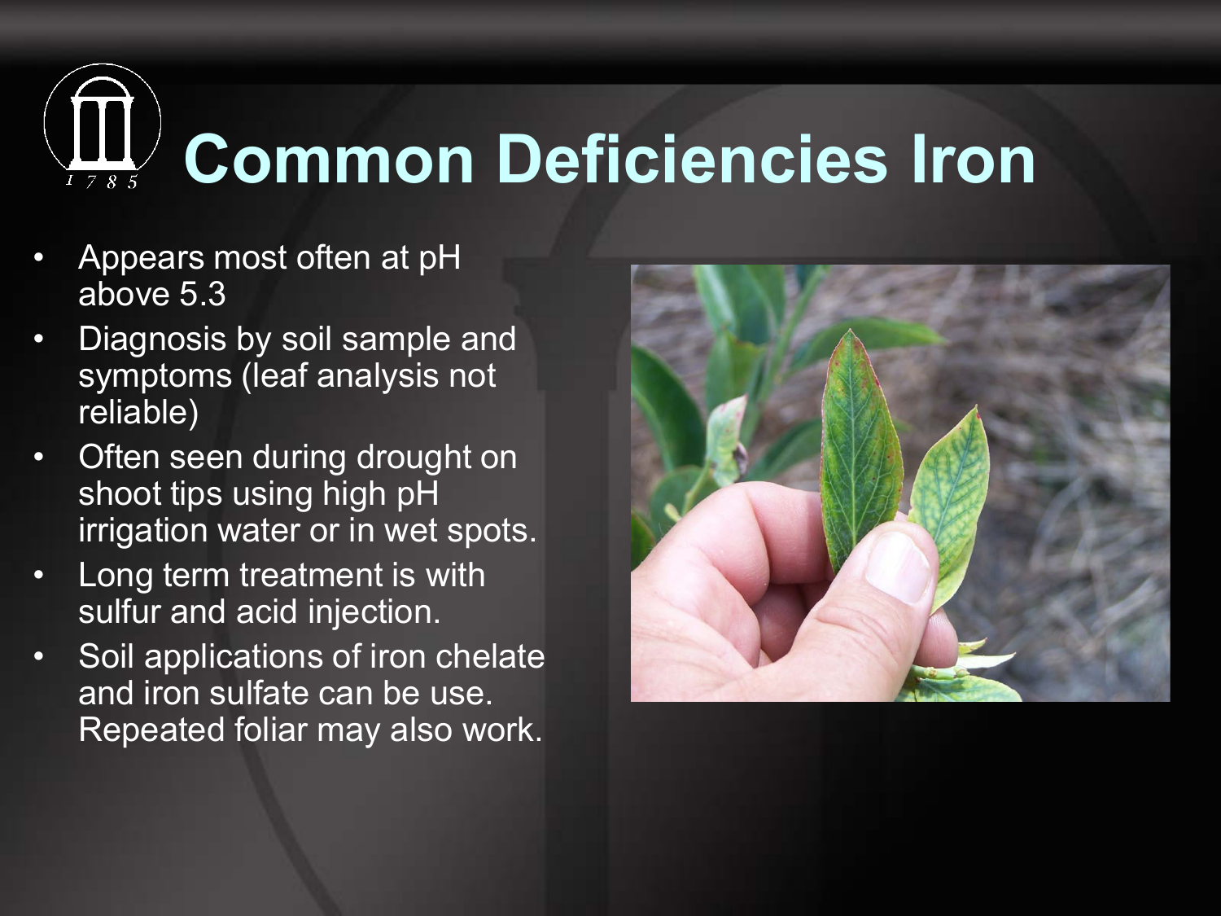# Common Deficiencies Iron

- Appears most often at pH above 5.3
- Diagnosis by soil sample and symptoms (leaf analysis not reliable)
- Often seen during drought on shoot tips using high pH irrigation water or in wet spots.
- Long term treatment is with sulfur and acid injection.
- Soil applications of iron chelate and iron sulfate can be use. Repeated foliar may also work.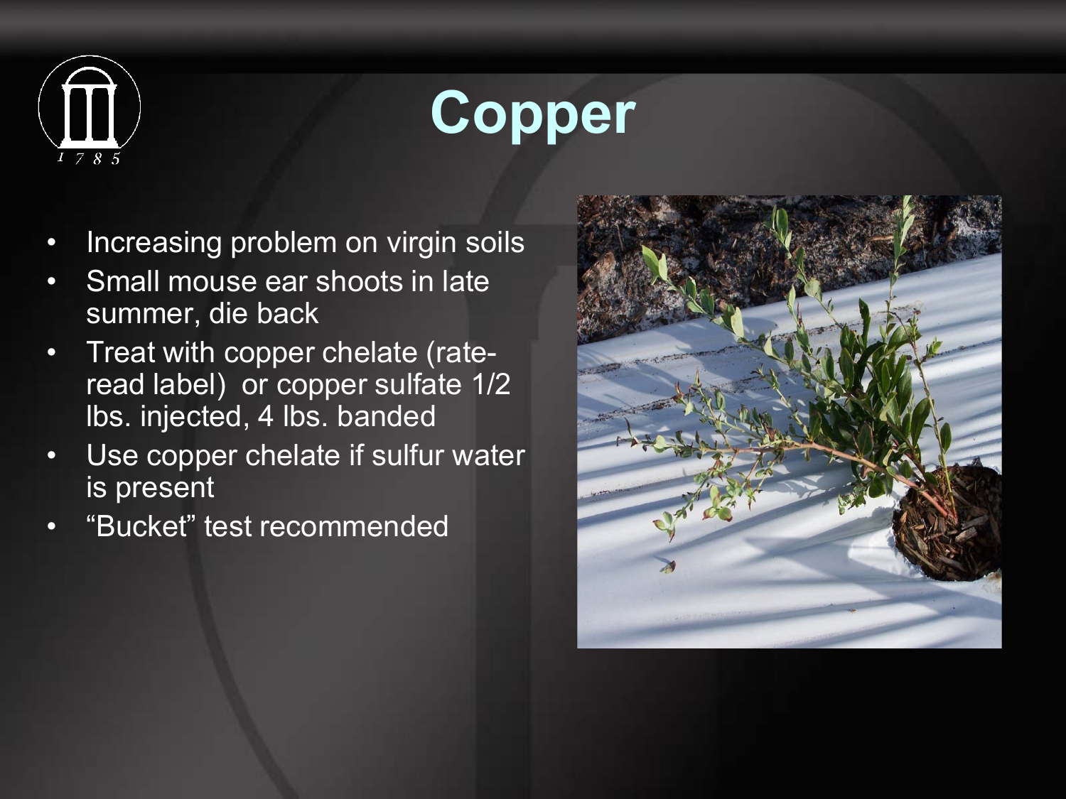# Copper

- Increasing problem on virgin soils
- Small mouse ear shoots in late summer, die back
- Treat with copper chelate (rate-read label) or copper sulfate 1/2 lbs. injected, 4 lbs. banded
- Use copper chelate if sulfur water is present
- "Bucket" test recommended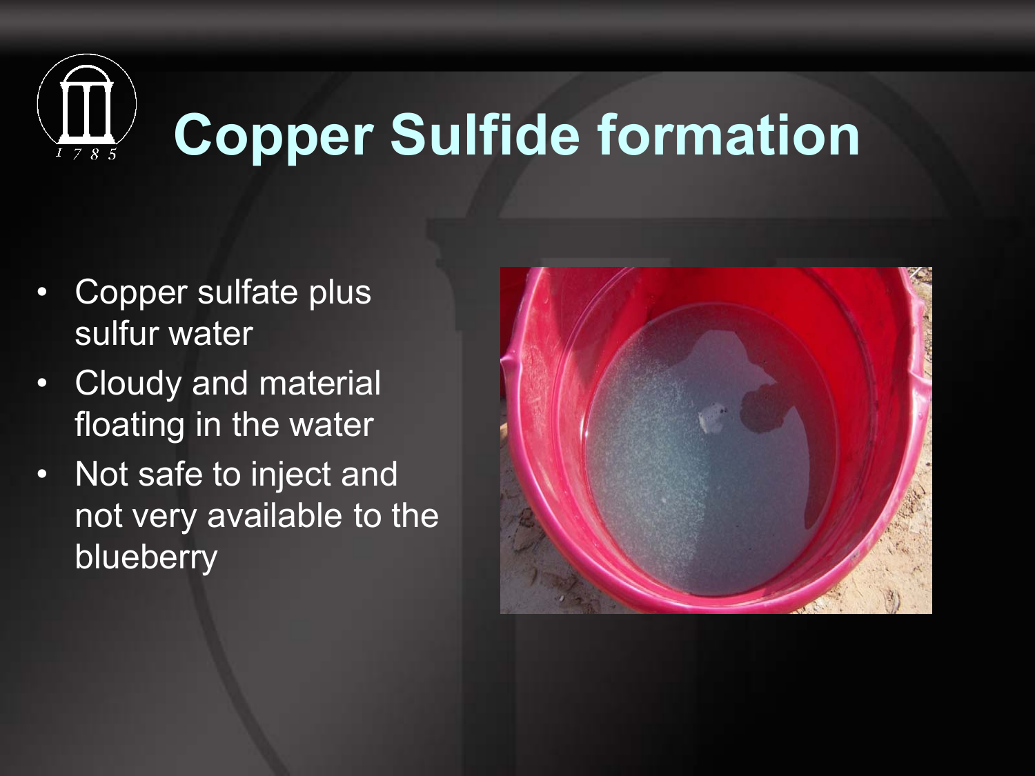# Copper Sulfide formation

- Copper sulfate plus sulfur water
- Cloudy and material floating in the water
- Not safe to inject and not very available to the blueberry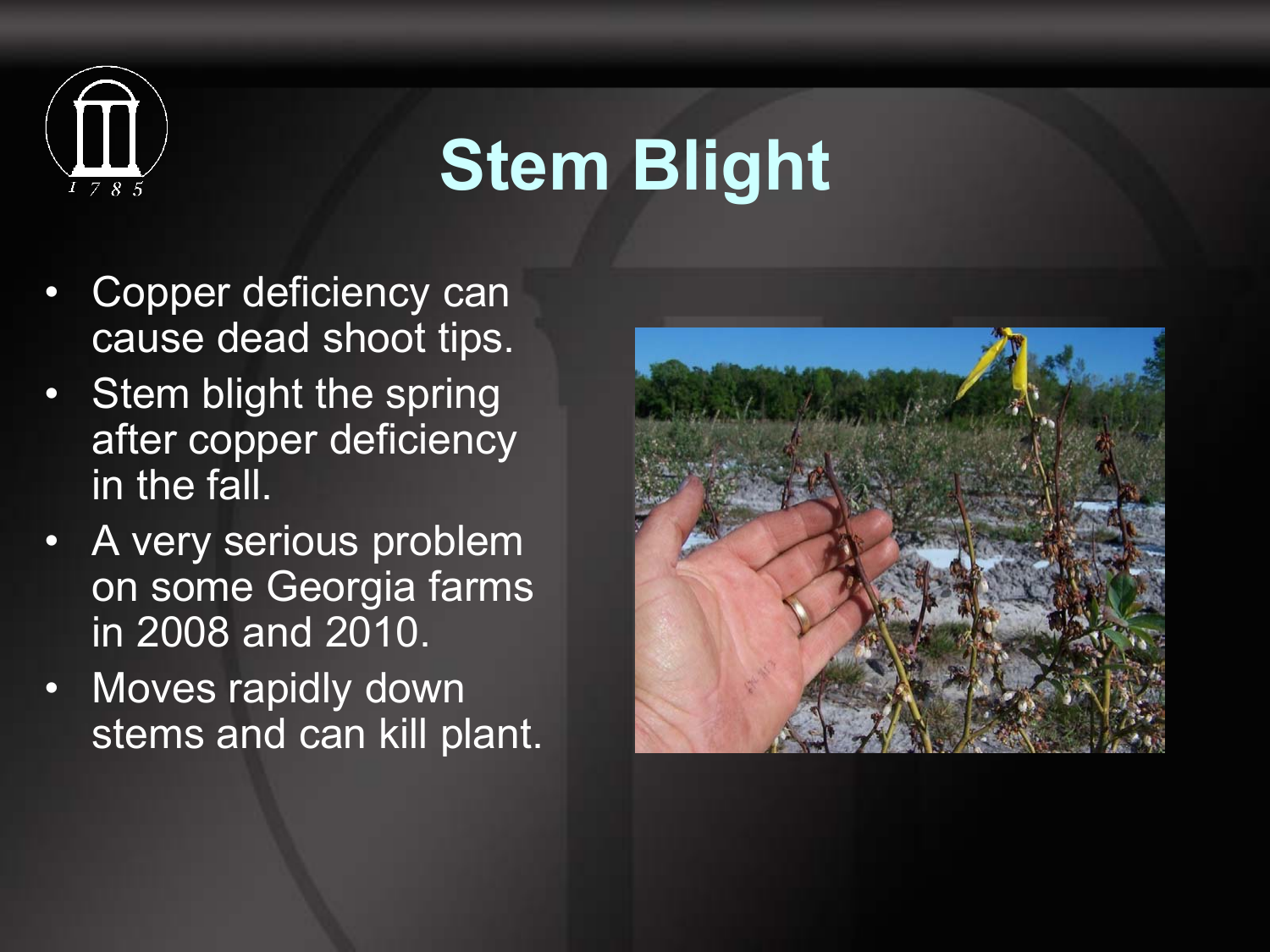# Stem Blight

- Copper deficiency can cause dead shoot tips.
- Stem blight the spring after copper deficiency in the fall.
- A very serious problem on some Georgia farms in 2008 and 2010.
- Moves rapidly down stems and can kill plant.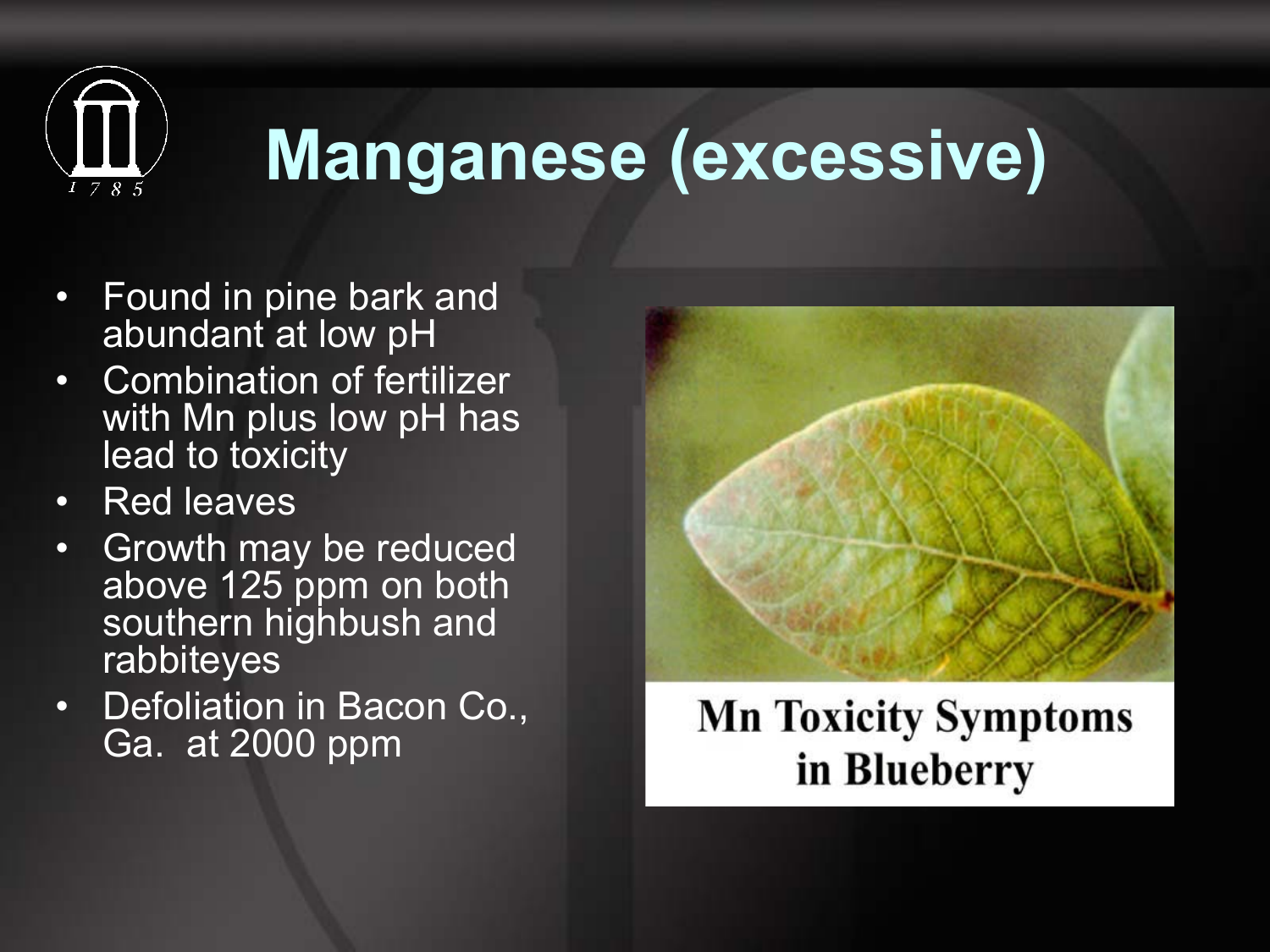# Manganese (excessive)

- Found in pine bark and abundant at low pH
- Combination of fertilizer with Mn plus low pH has lead to toxicity
- Red leaves
- Growth may be reduced above 125 ppm on both southern highbush and rabbiteyes
- Defoliation in Bacon Co., Ga. at 2000 ppm

Mn Toxicity Symptoms in Blueberry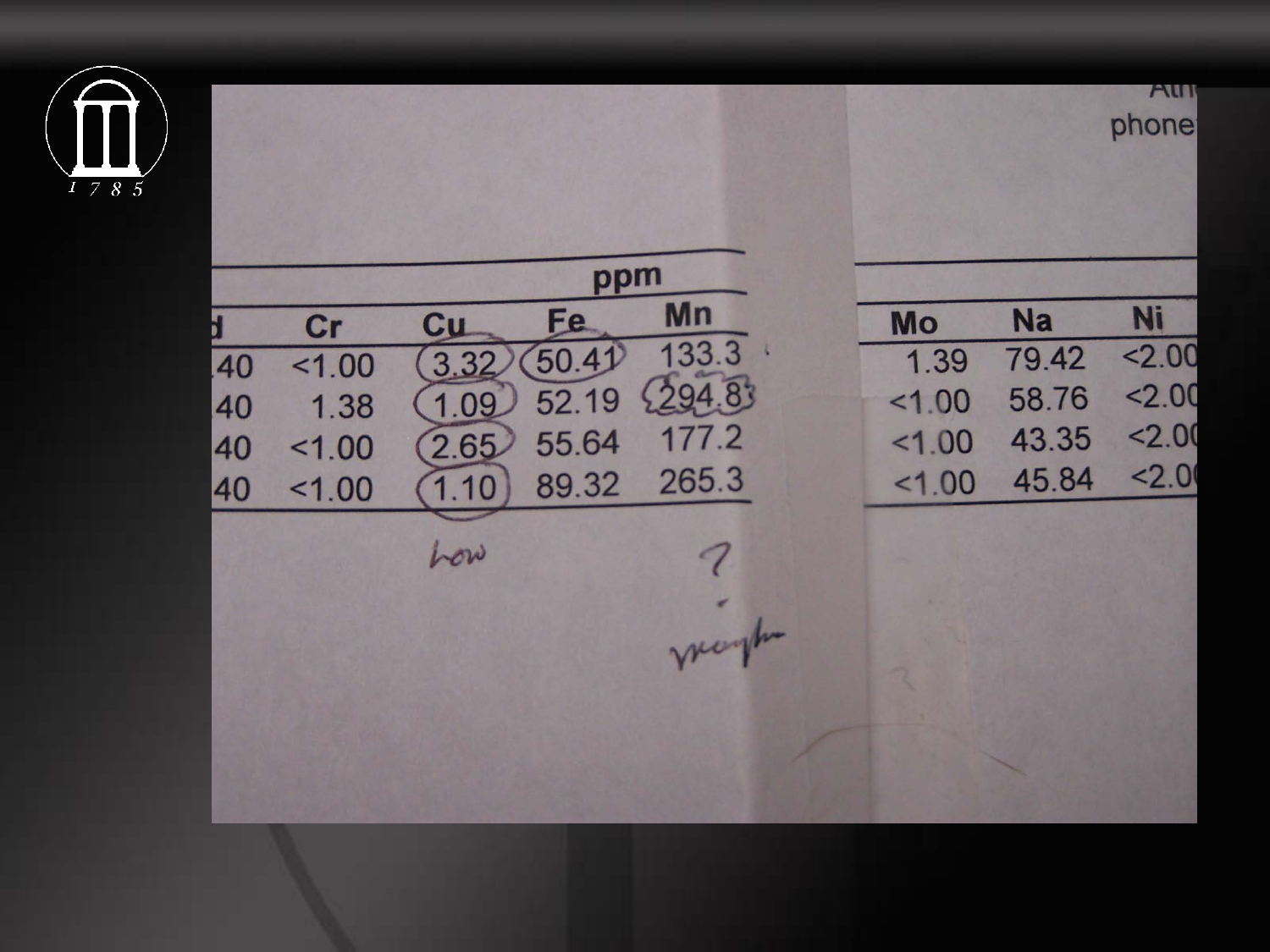| d | Cr | Cu | Fe | Mn | Mo | Na | Ni |
| --- | --- | --- | --- | --- | --- | --- | --- |
| .40 | <1.00 | 3.32 | 50.41 | 133.3 | 1.39 | 79.42 | <2.00 |
| .40 | 1.38 | 1.09 | 52.19 | 294.8 | <1.00 | 58.76 | <2.00 |
| .40 | <1.00 | 2.65 | 55.64 | 177.2 | <1.00 | 43.35 | <2.00 |
| .40 | <1.00 | 1.10 | 89.32 | 265.3 | <1.00 | 45.84 | <2.00 |

ppm

low

?

maybe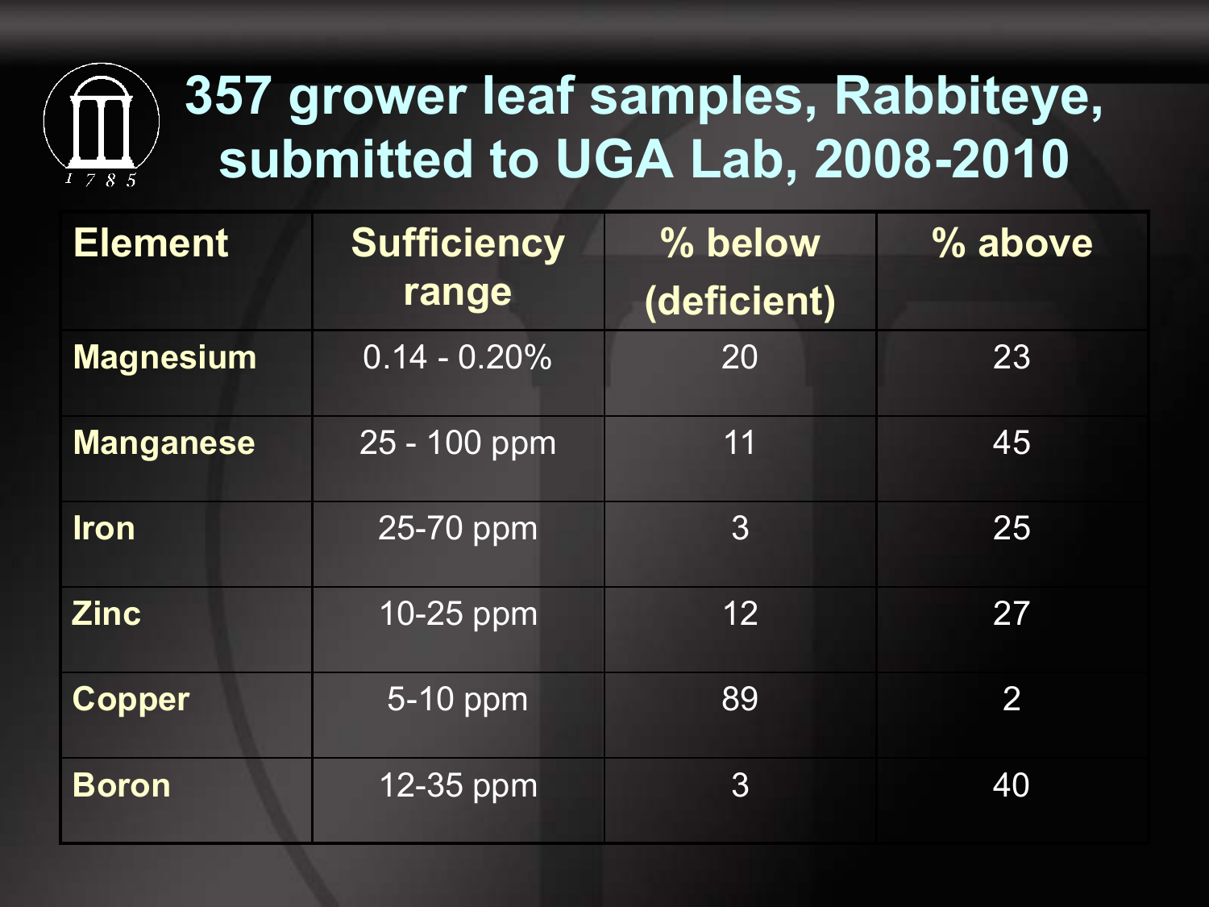# 357 grower leaf samples, Rabbiteye, submitted to UGA Lab, 2008-2010

| Element | Sufficiency range | % below (deficient) | % above |
|---|---|---|---|
| Magnesium | 0.14 - 0.20% | 20 | 23 |
| Manganese | 25 - 100 ppm | 11 | 45 |
| Iron | 25-70 ppm | 3 | 25 |
| Zinc | 10-25 ppm | 12 | 27 |
| Copper | 5-10 ppm | 89 | 2 |
| Boron | 12-35 ppm | 3 | 40 |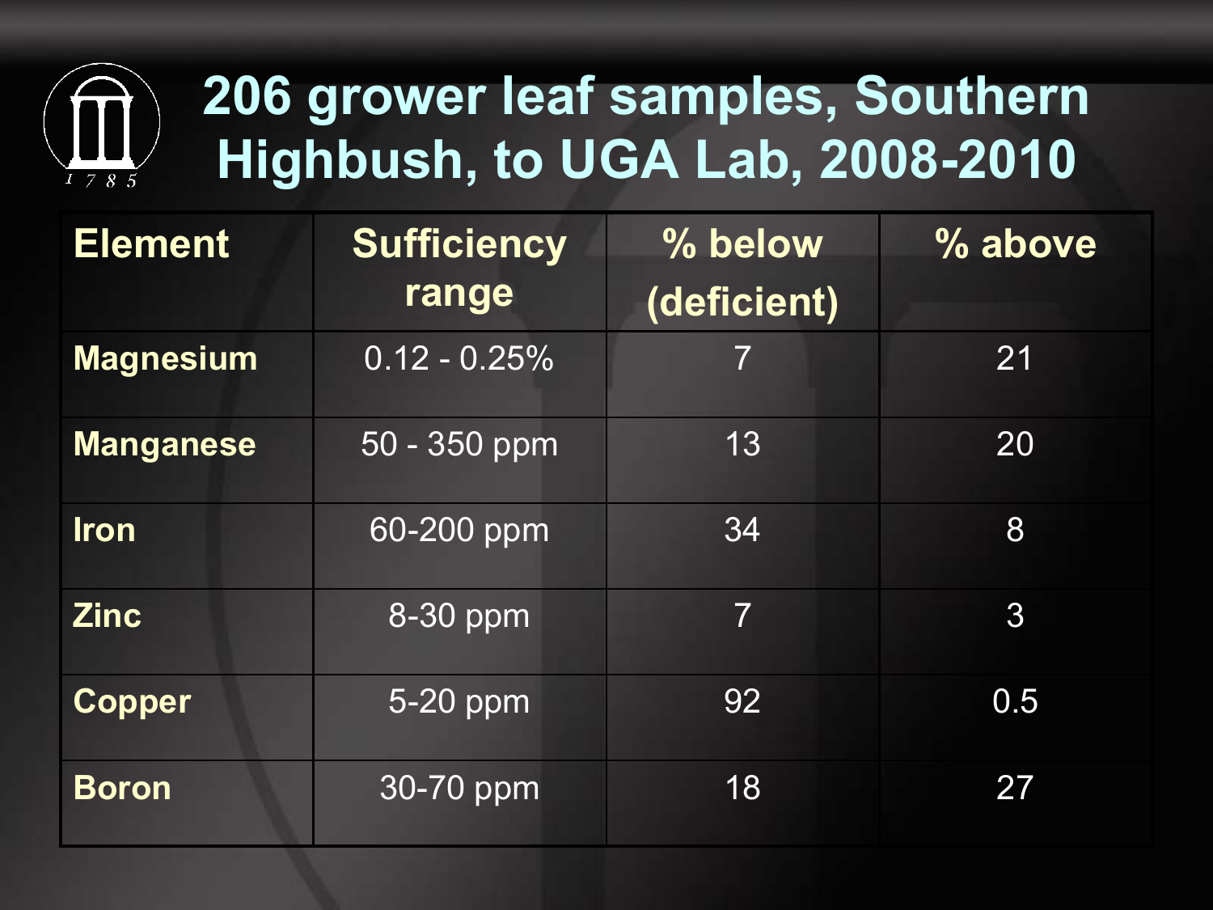# 206 grower leaf samples, Southern Highbush, to UGA Lab, 2008-2010

| Element | Sufficiency range | % below (deficient) | % above |
|---|---|---|---|
| Magnesium | 0.12 - 0.25% | 7 | 21 |
| Manganese | 50 - 350 ppm | 13 | 20 |
| Iron | 60-200 ppm | 34 | 8 |
| Zinc | 8-30 ppm | 7 | 3 |
| Copper | 5-20 ppm | 92 | 0.5 |
| Boron | 30-70 ppm | 18 | 27 |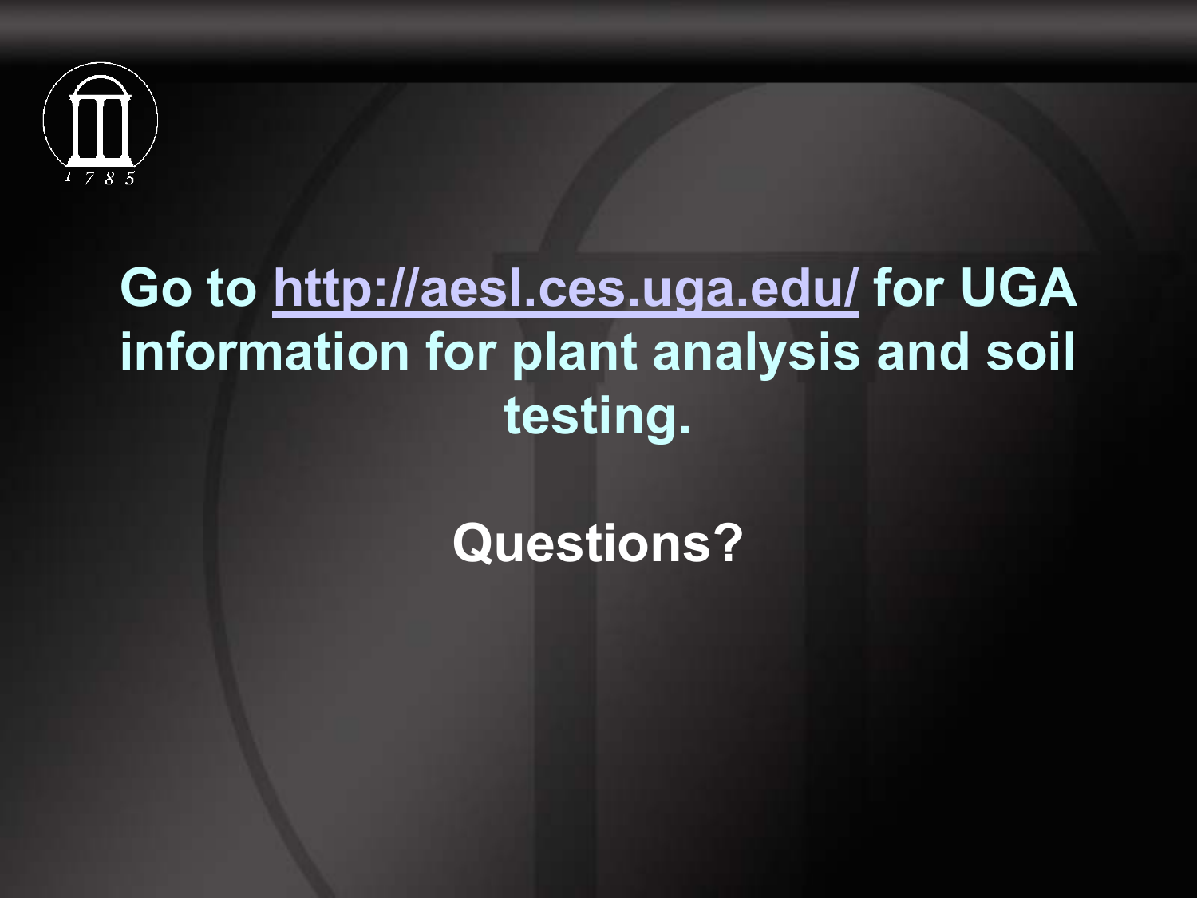**Go to http://aesl.ces.uga.edu/ for UGA information for plant analysis and soil testing.**

**Questions?**